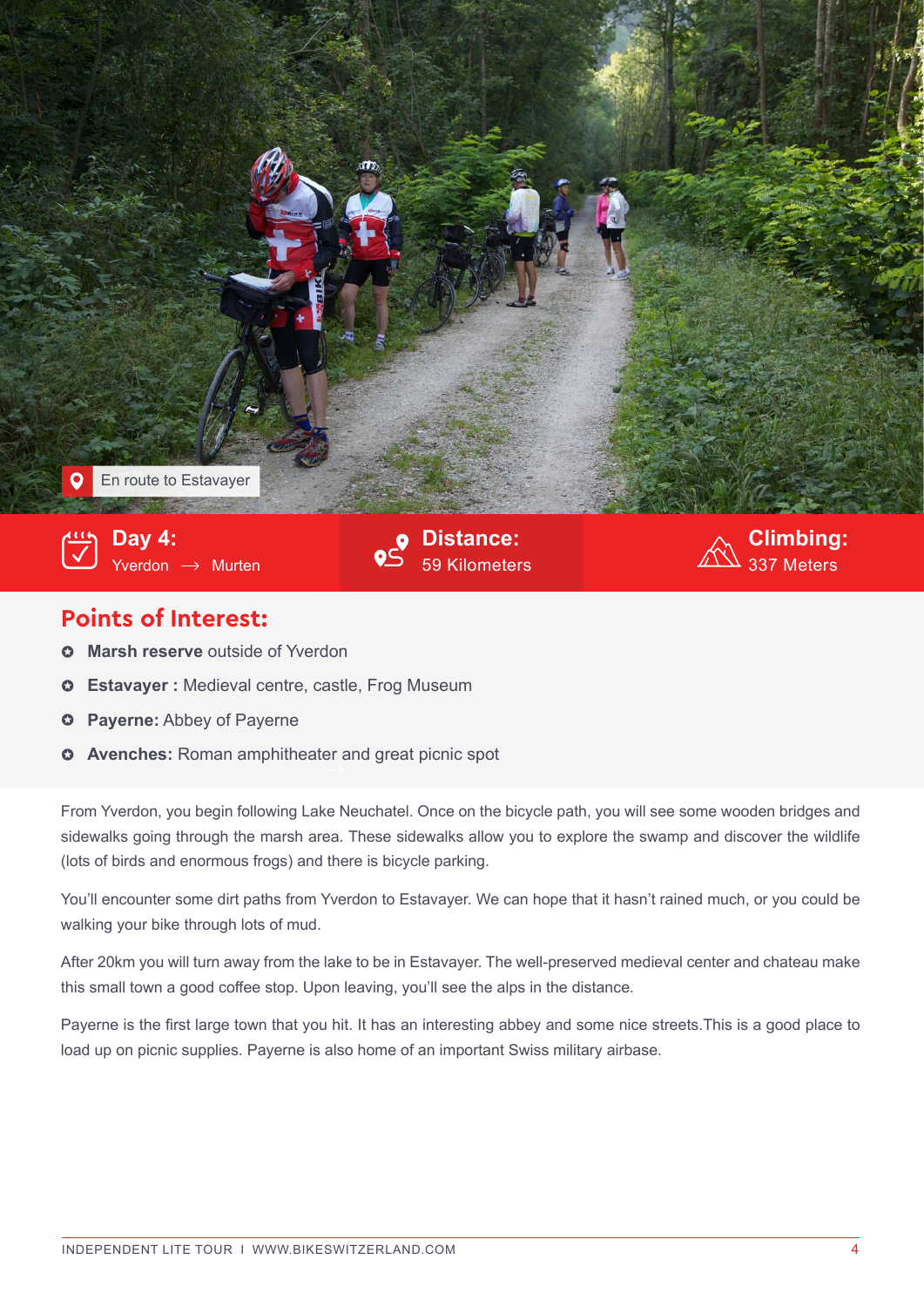En route to Estavayer

**Day 4:** Yverdon → Murten

**Distance:** 59 Kilometers

**Climbing:** 337 Meters

## Points of Interest:

- **Marsh reserve** outside of Yverdon
- **Estavayer :** Medieval centre, castle, Frog Museum
- **Payerne:** Abbey of Payerne
- **Avenches:** Roman amphitheater and great picnic spot

From Yverdon, you begin following Lake Neuchatel. Once on the bicycle path, you will see some wooden bridges and sidewalks going through the marsh area. These sidewalks allow you to explore the swamp and discover the wildlife (lots of birds and enormous frogs) and there is bicycle parking.

You'll encounter some dirt paths from Yverdon to Estavayer. We can hope that it hasn't rained much, or you could be walking your bike through lots of mud.

After 20km you will turn away from the lake to be in Estavayer. The well-preserved medieval center and chateau make this small town a good coffee stop. Upon leaving, you'll see the alps in the distance.

Payerne is the first large town that you hit. It has an interesting abbey and some nice streets.This is a good place to load up on picnic supplies. Payerne is also home of an important Swiss military airbase.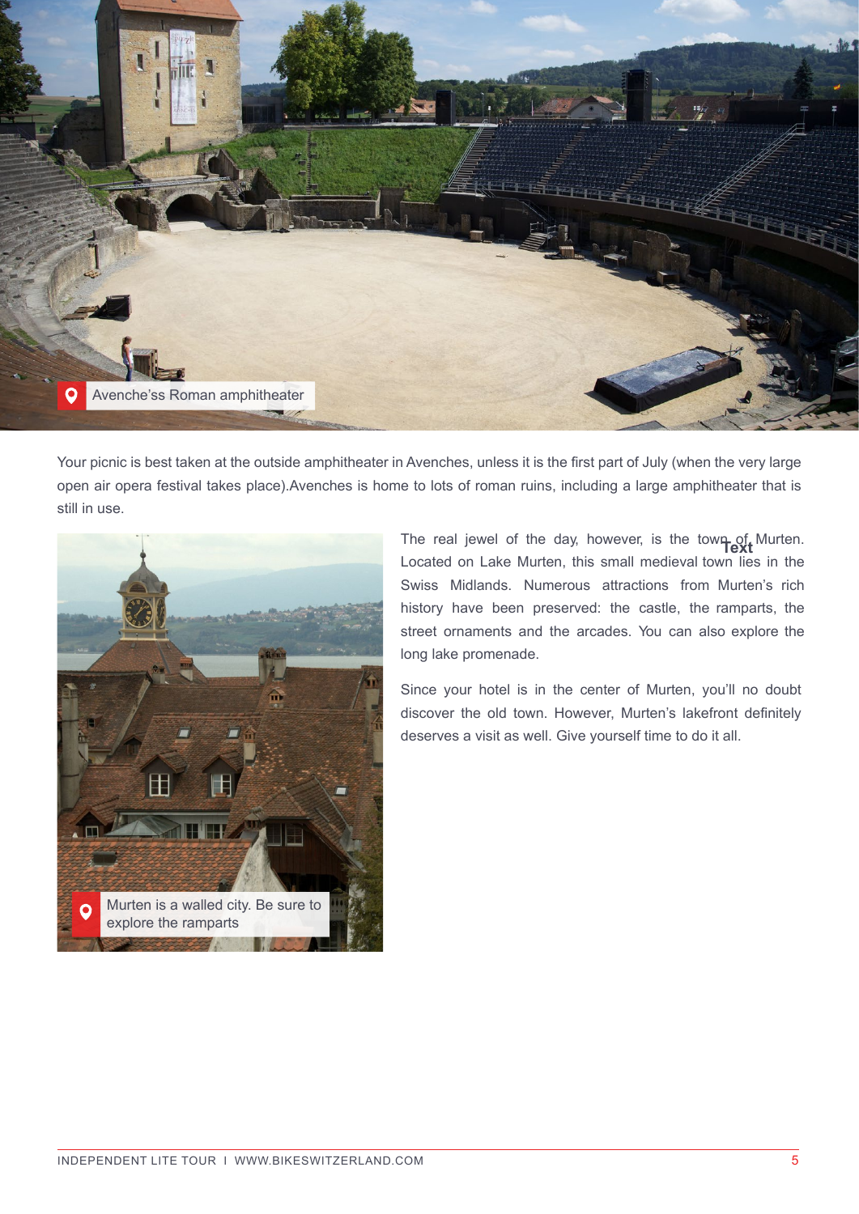Avenche's Roman amphitheater

Your picnic is best taken at the outside amphitheater in Avenches, unless it is the first part of July (when the very large open air opera festival takes place).Avenches is home to lots of roman ruins, including a large amphitheater that is still in use.

The real jewel of the day, however, is the town of Murten. Located on Lake Murten, this small medieval town lies in the Swiss Midlands. Numerous attractions from Murten's rich history have been preserved: the castle, the ramparts, the street ornaments and the arcades. You can also explore the long lake promenade.

Since your hotel is in the center of Murten, you'll no doubt discover the old town. However, Murten's lakefront definitely deserves a visit as well. Give yourself time to do it all.

Murten is a walled city. Be sure to explore the ramparts